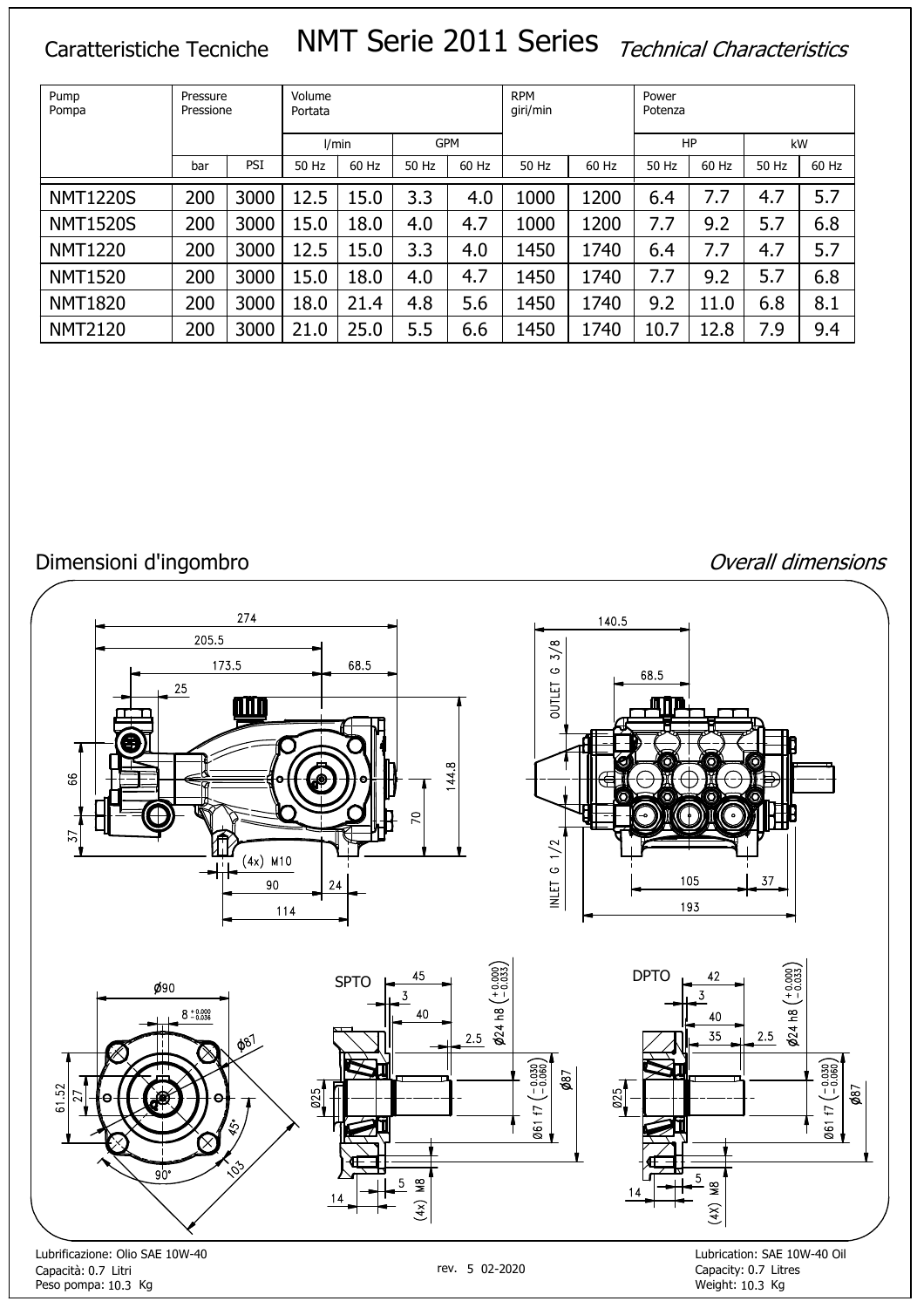# Caratteristiche Tecniche — NMT Serie 2011 Series — *Technical Characteristics*

| Pump Pompa | Pressure Pressione | | Volume Portata | | | | RPM giri/min | | Power Potenza | | | |
|---|---|---|---|---|---|---|---|---|---|---|---|---|
| | | | l/min | | GPM | | | | HP | | kW | |
| | bar | PSI | 50 Hz | 60 Hz | 50 Hz | 60 Hz | 50 Hz | 60 Hz | 50 Hz | 60 Hz | 50 Hz | 60 Hz |
| NMT1220S | 200 | 3000 | 12.5 | 15.0 | 3.3 | 4.0 | 1000 | 1200 | 6.4 | 7.7 | 4.7 | 5.7 |
| NMT1520S | 200 | 3000 | 15.0 | 18.0 | 4.0 | 4.7 | 1000 | 1200 | 7.7 | 9.2 | 5.7 | 6.8 |
| NMT1220 | 200 | 3000 | 12.5 | 15.0 | 3.3 | 4.0 | 1450 | 1740 | 6.4 | 7.7 | 4.7 | 5.7 |
| NMT1520 | 200 | 3000 | 15.0 | 18.0 | 4.0 | 4.7 | 1450 | 1740 | 7.7 | 9.2 | 5.7 | 6.8 |
| NMT1820 | 200 | 3000 | 18.0 | 21.4 | 4.8 | 5.6 | 1450 | 1740 | 9.2 | 11.0 | 6.8 | 8.1 |
| NMT2120 | 200 | 3000 | 21.0 | 25.0 | 5.5 | 6.6 | 1450 | 1740 | 10.7 | 12.8 | 7.9 | 9.4 |

## Dimensioni d'ingombro — *Overall dimensions*

274, 205.5, 173.5, 68.5, 25, 66, 37, 144.8, 70, (4x) M10, 90, 24, 114

140.5, 68.5, OUTLET G 3/8, INLET G 1/2, 105, 37, 193

Ø90, 8 +0.000 −0.036, Ø87, 61.52, 27, 45°, 90°, 103

SPTO: 45, 3, 40, 2.5, Ø24 h8 (+0.000 −0.033), Ø25, Ø61 f7 (−0.030 −0.060), Ø87, 14, 5, (4x) M8

DPTO: 42, 3, 40, 35, 2.5, Ø24 h8 (+0.000 −0.033), Ø25, Ø61 f7 (−0.030 −0.060), Ø87, 14, 5, (4x) M8

Lubrificazione: Olio SAE 10W-40
Capacità: 0.7 Litri
Peso pompa: 10.3 Kg

rev. 5 02-2020

Lubrication: SAE 10W-40 Oil
Capacity: 0.7 Litres
Weight: 10.3 Kg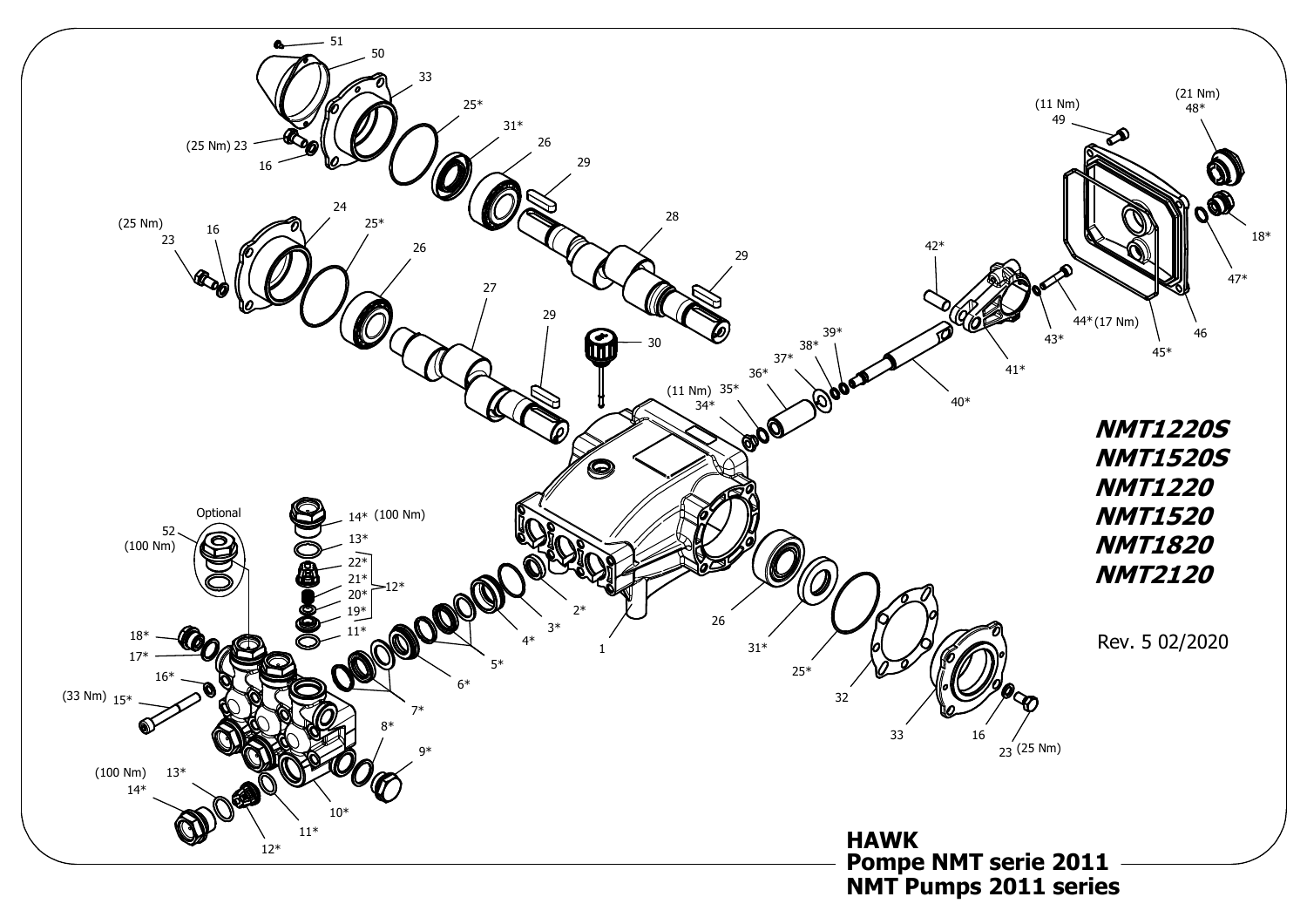**NMT1220S**
**NMT1520S**
**NMT1220**
**NMT1520**
**NMT1820**
**NMT2120**

Rev. 5 02/2020

**HAWK**
**Pompe NMT serie 2011**
**NMT Pumps 2011 series**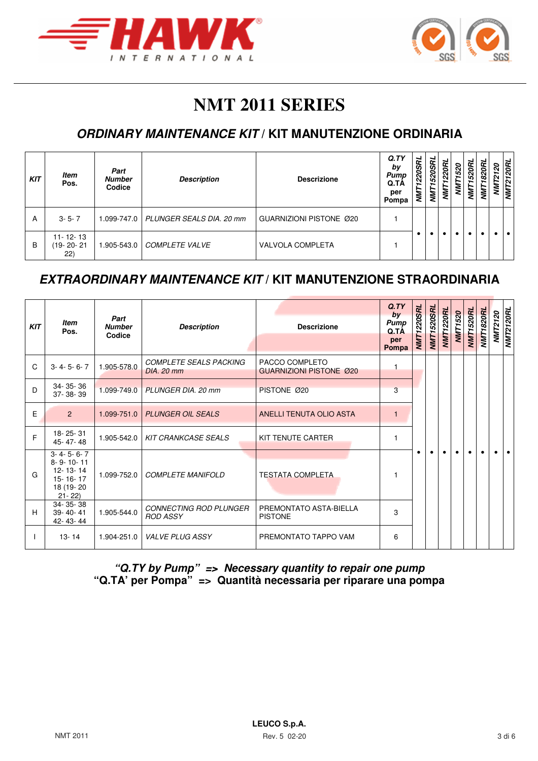# NMT 2011 SERIES

## *ORDINARY MAINTENANCE KIT* / KIT MANUTENZIONE ORDINARIA

| *KIT* | *Item* Pos. | *Part Number* Codice | *Description* | Descrizione | *Q.TY by Pump* Q.TÀ per Pompa | *NMT1220SRL* | *NMT1520SRL* | *NMT1220RL* | *NMT1520* | *NMT1520RL* | *NMT1820RL* | *NMT2120* | *NMT2120RL* |
|---|---|---|---|---|---|---|---|---|---|---|---|---|---|
| A | 3- 5- 7 | 1.099-747.0 | *PLUNGER SEALS DIA. 20 mm* | GUARNIZIONI PISTONE Ø20 | 1 | • | • | • | • | • | • | • | • |
| B | 11- 12- 13 (19- 20- 21 22) | 1.905-543.0 | *COMPLETE VALVE* | VALVOLA COMPLETA | 1 | | | | | | | | |

## *EXTRAORDINARY MAINTENANCE KIT* / KIT MANUTENZIONE STRAORDINARIA

| *KIT* | *Item* Pos. | *Part Number* Codice | *Description* | Descrizione | *Q.TY by Pump* Q.TÀ per Pompa | *NMT1220SRL* | *NMT1520SRL* | *NMT1220RL* | *NMT1520* | *NMT1520RL* | *NMT1820RL* | *NMT2120* | *NMT2120RL* |
|---|---|---|---|---|---|---|---|---|---|---|---|---|---|
| C | 3- 4- 5- 6- 7 | 1.905-578.0 | *COMPLETE SEALS PACKING DIA. 20 mm* | PACCO COMPLETO GUARNIZIONI PISTONE Ø20 | 1 | • | • | • | • | • | • | • | • |
| D | 34- 35- 36 37- 38- 39 | 1.099-749.0 | *PLUNGER DIA. 20 mm* | PISTONE Ø20 | 3 | | | | | | | | |
| E | 2 | 1.099-751.0 | *PLUNGER OIL SEALS* | ANELLI TENUTA OLIO ASTA | 1 | | | | | | | | |
| F | 18- 25- 31 45- 47- 48 | 1.905-542.0 | *KIT CRANKCASE SEALS* | KIT TENUTE CARTER | 1 | | | | | | | | |
| G | 3- 4- 5- 6- 7 8- 9- 10- 11 12- 13- 14 15- 16- 17 18 (19- 20 21- 22) | 1.099-752.0 | *COMPLETE MANIFOLD* | TESTATA COMPLETA | 1 | | | | | | | | |
| H | 34- 35- 38 39- 40- 41 42- 43- 44 | 1.905-544.0 | *CONNECTING ROD PLUNGER ROD ASSY* | PREMONTATO ASTA-BIELLA PISTONE | 3 | | | | | | | | |
| I | 13- 14 | 1.904-251.0 | *VALVE PLUG ASSY* | PREMONTATO TAPPO VAM | 6 | | | | | | | | |

***"Q.TY by Pump" => Necessary quantity to repair one pump***
**"Q.TA' per Pompa" => Quantità necessaria per riparare una pompa**

**LEUCO S.p.A.**
Rev. 5 02-20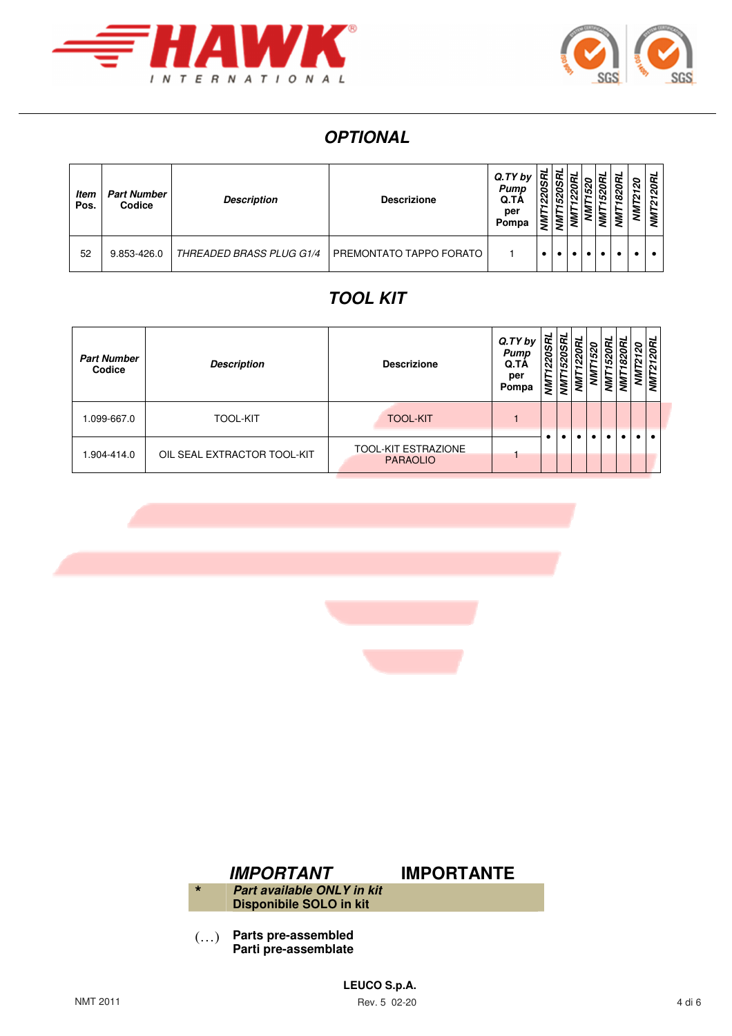## OPTIONAL

| Item Pos. | Part Number Codice | Description | Descrizione | Q.TY by Pump Q.TÀ per Pompa | NMT1220SRL | NMT1520SRL | NMT1220RL | NMT1520 | NMT1520RL | NMT1820RL | NMT2120 | NMT2120RL |
|---|---|---|---|---|---|---|---|---|---|---|---|---|
| 52 | 9.853-426.0 | *THREADED BRASS PLUG G1/4* | PREMONTATO TAPPO FORATO | 1 | • | • | • | • | • | • | • | • |

## TOOL KIT

| Part Number Codice | Description | Descrizione | Q.TY by Pump Q.TÀ per Pompa | NMT1220SRL | NMT1520SRL | NMT1220RL | NMT1520 | NMT1520RL | NMT1820RL | NMT2120 | NMT2120RL |
|---|---|---|---|---|---|---|---|---|---|---|---|
| 1.099-667.0 | TOOL-KIT | TOOL-KIT | 1 | • | • | • | • | • | • | • | • |
| 1.904-414.0 | OIL SEAL EXTRACTOR TOOL-KIT | TOOL-KIT ESTRAZIONE PARAOLIO | 1 | | | | | | | | |

**IMPORTANT** **IMPORTANTE**

| * | ***Part available ONLY in kit*** **Disponibile SOLO in kit** |
|---|---|
| (…) | **Parts pre-assembled** **Parti pre-assemblate** |

**LEUCO S.p.A.**

NMT 2011 Rev. 5 02-20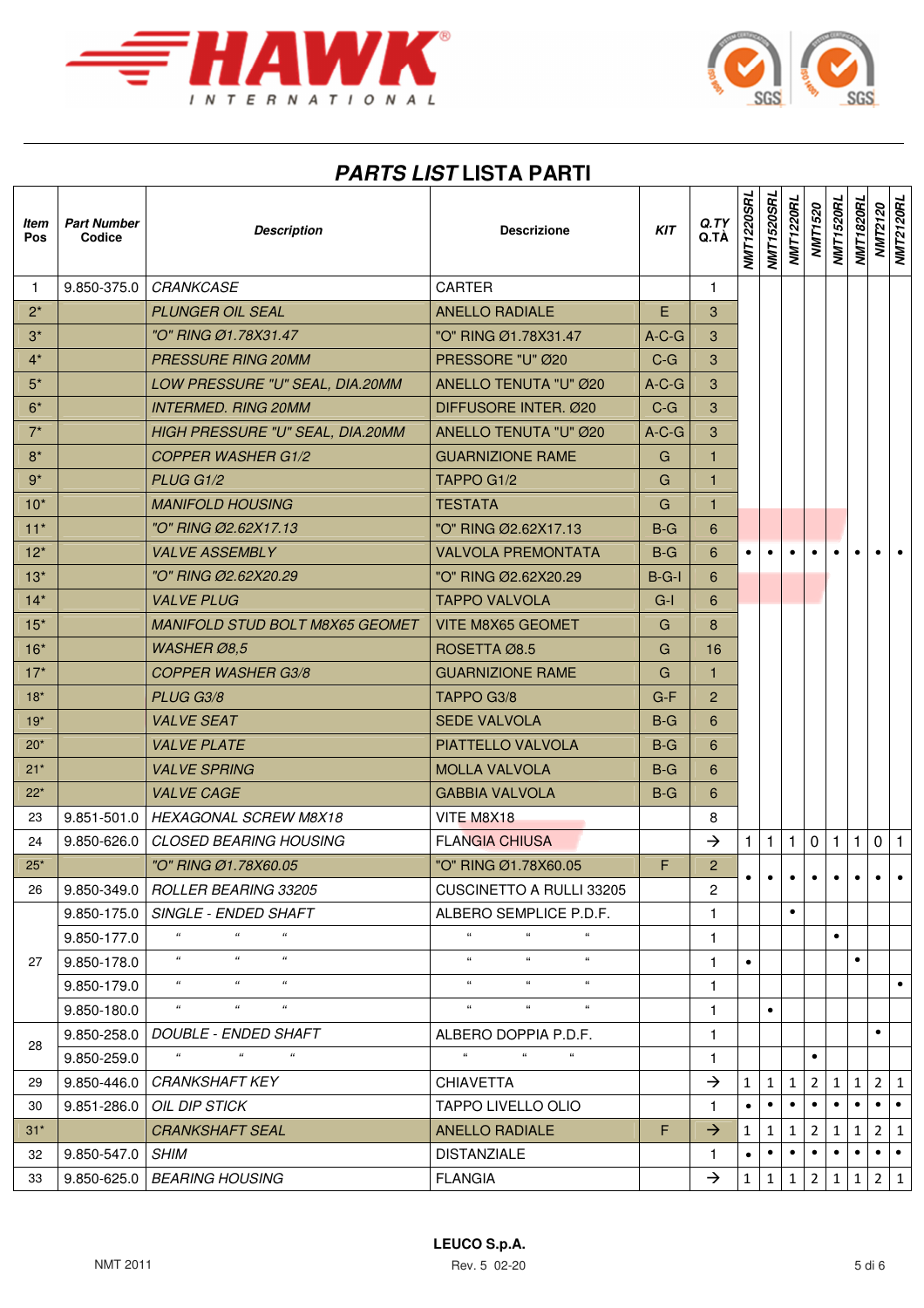# *PARTS LIST* LISTA PARTI

| Item Pos | Part Number Codice | *Description* | Descrizione | KIT | Q.TY Q.TÀ | NMT1220SRL | NMT1520SRL | NMT1220RL | NMT1520 | NMT1520RL | NMT1820RL | NMT2120 | NMT2120RL |
|---|---|---|---|---|---|---|---|---|---|---|---|---|---|
| 1 | 9.850-375.0 | *CRANKCASE* | CARTER | | 1 | | | | | | | | |
| 2* | | *PLUNGER OIL SEAL* | ANELLO RADIALE | E | 3 | | | | | | | | |
| 3* | | *"O" RING Ø1.78X31.47* | "O" RING Ø1.78X31.47 | A-C-G | 3 | | | | | | | | |
| 4* | | *PRESSURE RING 20MM* | PRESSORE "U" Ø20 | C-G | 3 | | | | | | | | |
| 5* | | *LOW PRESSURE "U" SEAL, DIA.20MM* | ANELLO TENUTA "U" Ø20 | A-C-G | 3 | | | | | | | | |
| 6* | | *INTERMED. RING 20MM* | DIFFUSORE INTER. Ø20 | C-G | 3 | | | | | | | | |
| 7* | | *HIGH PRESSURE "U" SEAL, DIA.20MM* | ANELLO TENUTA "U" Ø20 | A-C-G | 3 | | | | | | | | |
| 8* | | *COPPER WASHER G1/2* | GUARNIZIONE RAME | G | 1 | | | | | | | | |
| 9* | | *PLUG G1/2* | TAPPO G1/2 | G | 1 | | | | | | | | |
| 10* | | *MANIFOLD HOUSING* | TESTATA | G | 1 | | | | | | | | |
| 11* | | *"O" RING Ø2.62X17.13* | "O" RING Ø2.62X17.13 | B-G | 6 | | | | | | | | |
| 12* | | *VALVE ASSEMBLY* | VALVOLA PREMONTATA | B-G | 6 | • | • | • | • | • | • | • | • |
| 13* | | *"O" RING Ø2.62X20.29* | "O" RING Ø2.62X20.29 | B-G-I | 6 | | | | | | | | |
| 14* | | *VALVE PLUG* | TAPPO VALVOLA | G-I | 6 | | | | | | | | |
| 15* | | *MANIFOLD STUD BOLT M8X65 GEOMET* | VITE M8X65 GEOMET | G | 8 | | | | | | | | |
| 16* | | *WASHER Ø8,5* | ROSETTA Ø8.5 | G | 16 | | | | | | | | |
| 17* | | *COPPER WASHER G3/8* | GUARNIZIONE RAME | G | 1 | | | | | | | | |
| 18* | | *PLUG G3/8* | TAPPO G3/8 | G-F | 2 | | | | | | | | |
| 19* | | *VALVE SEAT* | SEDE VALVOLA | B-G | 6 | | | | | | | | |
| 20* | | *VALVE PLATE* | PIATTELLO VALVOLA | B-G | 6 | | | | | | | | |
| 21* | | *VALVE SPRING* | MOLLA VALVOLA | B-G | 6 | | | | | | | | |
| 22* | | *VALVE CAGE* | GABBIA VALVOLA | B-G | 6 | | | | | | | | |
| 23 | 9.851-501.0 | *HEXAGONAL SCREW M8X18* | VITE M8X18 | | 8 | | | | | | | | |
| 24 | 9.850-626.0 | *CLOSED BEARING HOUSING* | FLANGIA CHIUSA | | → | 1 | 1 | 1 | 0 | 1 | 1 | 0 | 1 |
| 25* | | *"O" RING Ø1.78X60.05* | "O" RING Ø1.78X60.05 | F | 2 | • | • | • | • | • | • | • | • |
| 26 | 9.850-349.0 | *ROLLER BEARING 33205* | CUSCINETTO A RULLI 33205 | | 2 | | | | | | | | |
| 27 | 9.850-175.0 | *SINGLE - ENDED SHAFT* | ALBERO SEMPLICE P.D.F. | | 1 | | | • | | | | | |
| | 9.850-177.0 | " " " | " " " | | 1 | | | | | • | | | |
| | 9.850-178.0 | " " " | " " " | | 1 | • | | | | | • | | |
| | 9.850-179.0 | " " " | " " " | | 1 | | | | | | | | • |
| | 9.850-180.0 | " " " | " " " | | 1 | | • | | | | | | |
| 28 | 9.850-258.0 | *DOUBLE - ENDED SHAFT* | ALBERO DOPPIA P.D.F. | | 1 | | | | | | | • | |
| | 9.850-259.0 | " " " | " " " | | 1 | | | | • | | | | |
| 29 | 9.850-446.0 | *CRANKSHAFT KEY* | CHIAVETTA | | → | 1 | 1 | 1 | 2 | 1 | 1 | 2 | 1 |
| 30 | 9.851-286.0 | *OIL DIP STICK* | TAPPO LIVELLO OLIO | | 1 | • | • | • | • | • | • | • | • |
| 31* | | *CRANKSHAFT SEAL* | ANELLO RADIALE | F | → | 1 | 1 | 1 | 2 | 1 | 1 | 2 | 1 |
| 32 | 9.850-547.0 | *SHIM* | DISTANZIALE | | 1 | • | • | • | • | • | • | • | • |
| 33 | 9.850-625.0 | *BEARING HOUSING* | FLANGIA | | → | 1 | 1 | 1 | 2 | 1 | 1 | 2 | 1 |

NMT 2011

LEUCO S.p.A.
Rev. 5 02-20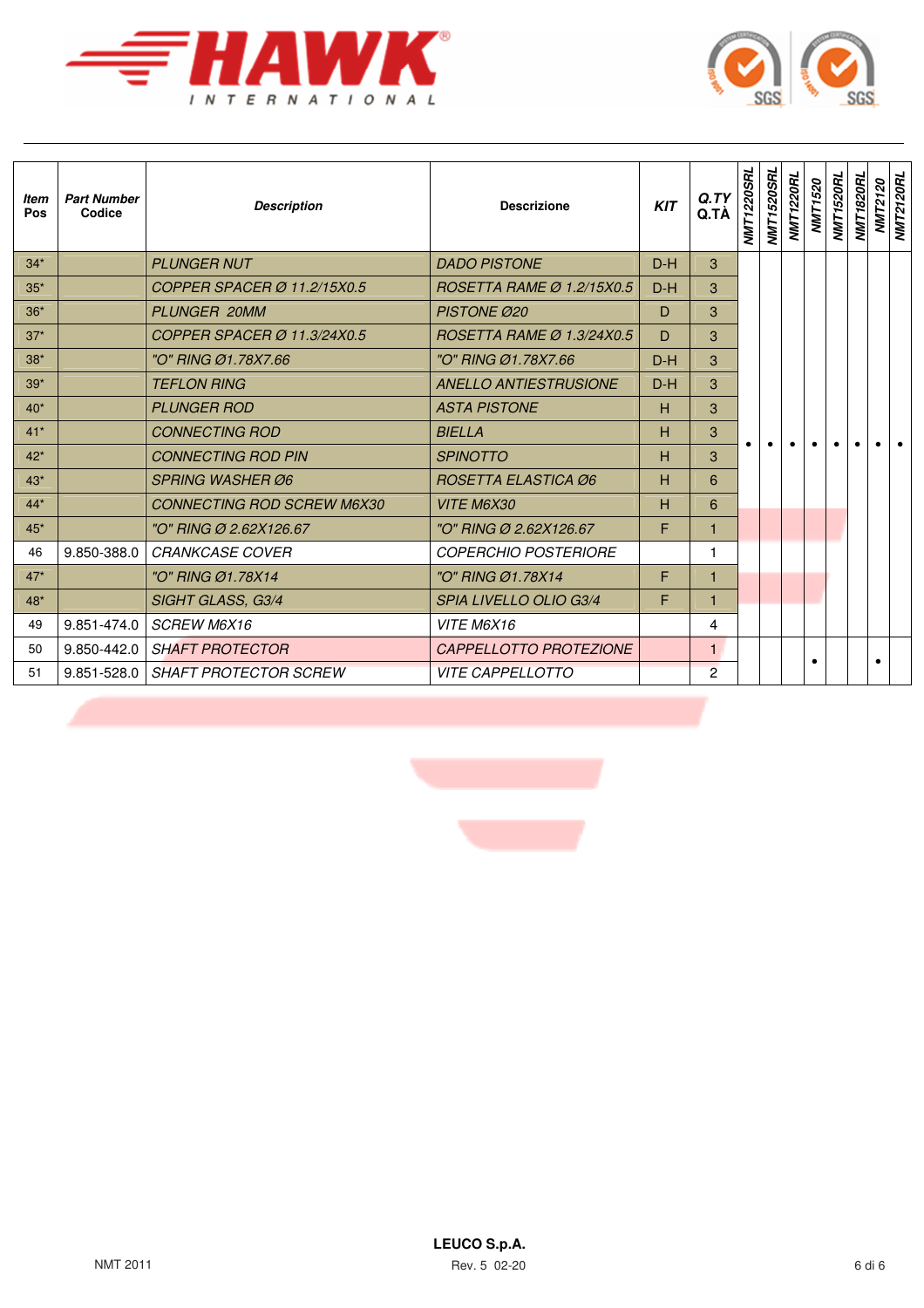| Item Pos | Part Number Codice | Description | Descrizione | KIT | Q.TY Q.TÀ | NMT1220SRL | NMT1520SRL | NMT1220RL | NMT1520 | NMT1520RL | NMT1820RL | NMT2120 | NMT2120RL |
|---|---|---|---|---|---|---|---|---|---|---|---|---|---|
| 34* | | PLUNGER NUT | DADO PISTONE | D-H | 3 | • | • | • | • | • | • | • | • |
| 35* | | COPPER SPACER Ø 11.2/15X0.5 | ROSETTA RAME Ø 1.2/15X0.5 | D-H | 3 | • | • | • | • | • | • | • | • |
| 36* | | PLUNGER 20MM | PISTONE Ø20 | D | 3 | • | • | • | • | • | • | • | • |
| 37* | | COPPER SPACER Ø 11.3/24X0.5 | ROSETTA RAME Ø 1.3/24X0.5 | D | 3 | • | • | • | • | • | • | • | • |
| 38* | | "O" RING Ø1.78X7.66 | "O" RING Ø1.78X7.66 | D-H | 3 | • | • | • | • | • | • | • | • |
| 39* | | TEFLON RING | ANELLO ANTIESTRUSIONE | D-H | 3 | • | • | • | • | • | • | • | • |
| 40* | | PLUNGER ROD | ASTA PISTONE | H | 3 | • | • | • | • | • | • | • | • |
| 41* | | CONNECTING ROD | BIELLA | H | 3 | • | • | • | • | • | • | • | • |
| 42* | | CONNECTING ROD PIN | SPINOTTO | H | 3 | • | • | • | • | • | • | • | • |
| 43* | | SPRING WASHER Ø6 | ROSETTA ELASTICA Ø6 | H | 6 | • | • | • | • | • | • | • | • |
| 44* | | CONNECTING ROD SCREW M6X30 | VITE M6X30 | H | 6 | • | • | • | • | • | • | • | • |
| 45* | | "O" RING Ø 2.62X126.67 | "O" RING Ø 2.62X126.67 | F | 1 | • | • | • | • | • | • | • | • |
| 46 | 9.850-388.0 | CRANKCASE COVER | COPERCHIO POSTERIORE | | 1 | • | • | • | • | • | • | • | • |
| 47* | | "O" RING Ø1.78X14 | "O" RING Ø1.78X14 | F | 1 | • | • | • | • | • | • | • | • |
| 48* | | SIGHT GLASS, G3/4 | SPIA LIVELLO OLIO G3/4 | F | 1 | • | • | • | • | • | • | • | • |
| 49 | 9.851-474.0 | SCREW M6X16 | VITE M6X16 | | 4 | • | • | • | • | • | • | • | • |
| 50 | 9.850-442.0 | SHAFT PROTECTOR | CAPPELLOTTO PROTEZIONE | | 1 | | | | • | | | • | |
| 51 | 9.851-528.0 | SHAFT PROTECTOR SCREW | VITE CAPPELLOTTO | | 2 | | | | • | | | • | |